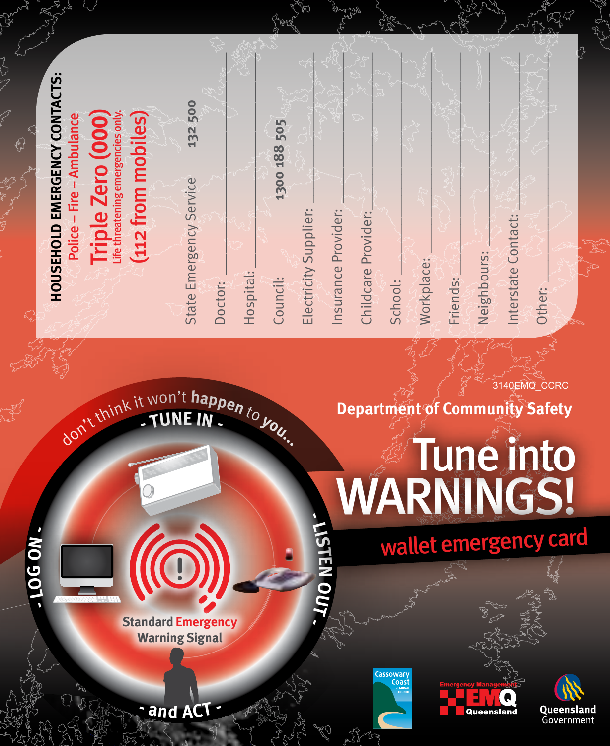## HOUSEHOLD EMERGENCY CONTACTS:

Police – Fire – Ambulance

**Triple Zero (000)**
Life threatening emergencies only.
**(112 from mobiles)**

State Emergency Service **132 500**

Doctor: ____________________

Hospital: ____________________

Council: **1300 188 505**

Electricity Supplier: ____________________

Insurance Provider: ____________________

Childcare Provider: ____________________

School: ____________________

Workplace: ____________________

Friends: ____________________

Neighbours: ____________________

Interstate Contact: ____________________

Other: ____________________

don't think it won't **happen** to **you...**

- TUNE IN -

- LISTEN OUT -

- and ACT -

- LOG ON -

Standard Emergency Warning Signal

3140EMQ_CCRC

**Department of Community Safety**

# Tune into WARNINGS!

## wallet emergency card

Cassowary Coast Regional Council

Emergency Management Queensland

Queensland Government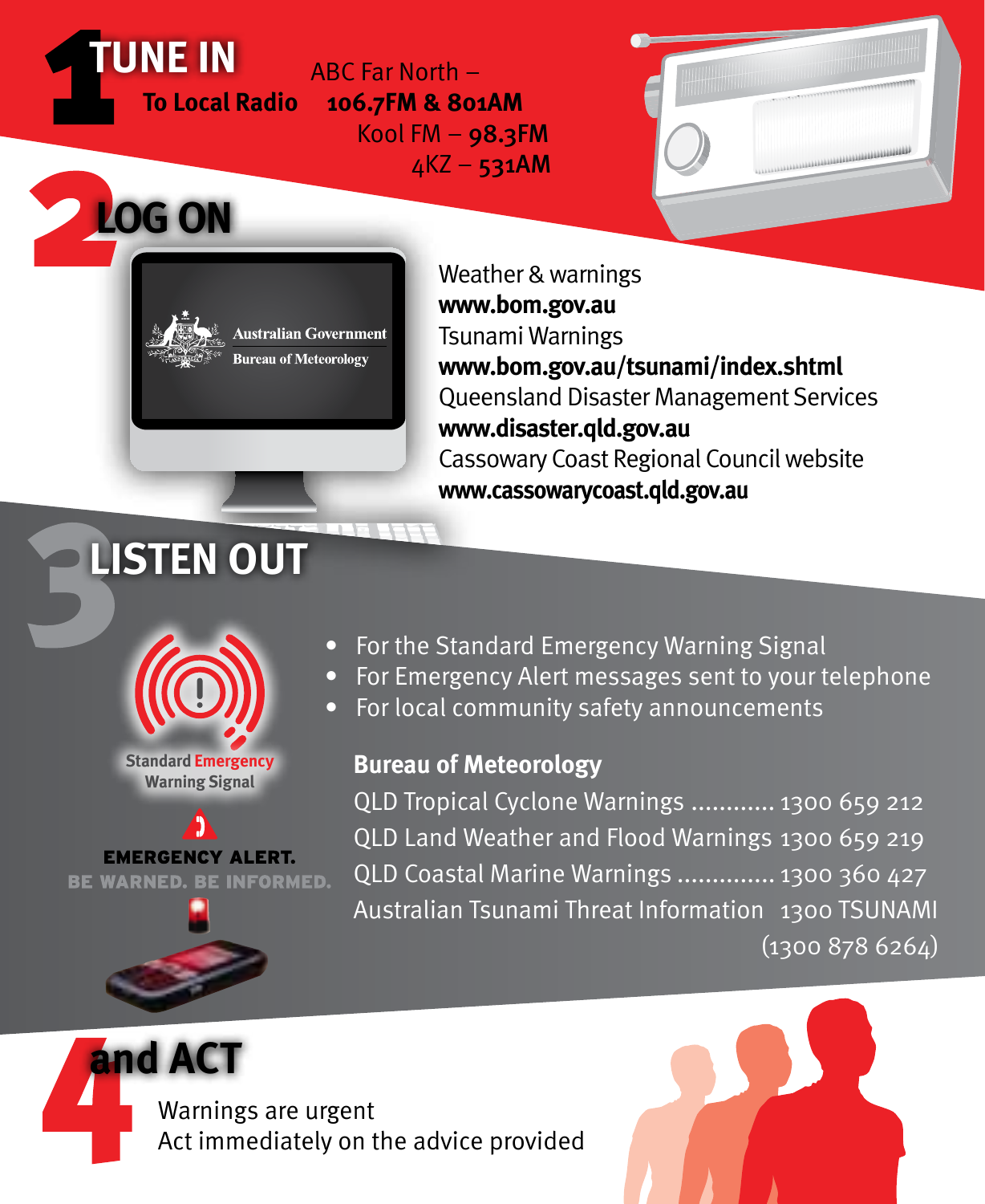# 1 TUNE IN

## To Local Radio

ABC Far North – **106.7FM & 801AM**
Kool FM – **98.3FM**
4KZ – **531AM**

# 2 LOG ON

Australian Government
Bureau of Meteorology

Weather & warnings
**www.bom.gov.au**
Tsunami Warnings
**www.bom.gov.au/tsunami/index.shtml**
Queensland Disaster Management Services
**www.disaster.qld.gov.au**
Cassowary Coast Regional Council website
**www.cassowarycoast.qld.gov.au**

# 3 LISTEN OUT

Standard Emergency Warning Signal

EMERGENCY ALERT.
BE WARNED. BE INFORMED.

- For the Standard Emergency Warning Signal
- For Emergency Alert messages sent to your telephone
- For local community safety announcements

**Bureau of Meteorology**

QLD Tropical Cyclone Warnings ............ 1300 659 212
QLD Land Weather and Flood Warnings 1300 659 219
QLD Coastal Marine Warnings .............. 1300 360 427
Australian Tsunami Threat Information 1300 TSUNAMI (1300 878 6264)

# 4 and ACT

Warnings are urgent
Act immediately on the advice provided